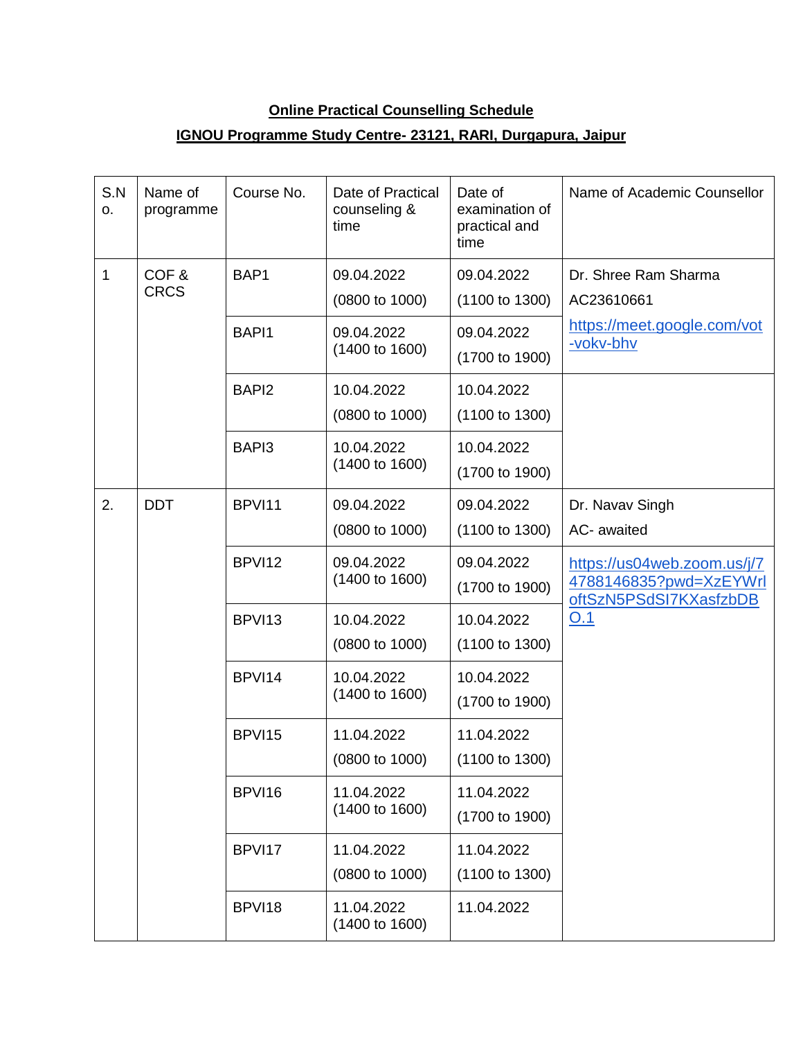**Online Practical Counselling Schedule**

**IGNOU Programme Study Centre- 23121, RARI, Durgapura, Jaipur**

| S.No. | Name of programme | Course No. | Date of Practical counseling & time | Date of examination of practical and time | Name of Academic Counsellor |
|---|---|---|---|---|---|
| 1 | COF & CRCS | BAP1 | 09.04.2022 (0800 to 1000) | 09.04.2022 (1100 to 1300) | Dr. Shree Ram Sharma AC23610661 https://meet.google.com/vot-vokv-bhv |
| | | BAPI1 | 09.04.2022 (1400 to 1600) | 09.04.2022 (1700 to 1900) | |
| | | BAPI2 | 10.04.2022 (0800 to 1000) | 10.04.2022 (1100 to 1300) | |
| | | BAPI3 | 10.04.2022 (1400 to 1600) | 10.04.2022 (1700 to 1900) | |
| 2. | DDT | BPVI11 | 09.04.2022 (0800 to 1000) | 09.04.2022 (1100 to 1300) | Dr. Navav Singh AC- awaited |
| | | BPVI12 | 09.04.2022 (1400 to 1600) | 09.04.2022 (1700 to 1900) | https://us04web.zoom.us/j/74788146835?pwd=XzEYWrloftSzN5PSdSI7KXasfzbDBO.1 |
| | | BPVI13 | 10.04.2022 (0800 to 1000) | 10.04.2022 (1100 to 1300) | |
| | | BPVI14 | 10.04.2022 (1400 to 1600) | 10.04.2022 (1700 to 1900) | |
| | | BPVI15 | 11.04.2022 (0800 to 1000) | 11.04.2022 (1100 to 1300) | |
| | | BPVI16 | 11.04.2022 (1400 to 1600) | 11.04.2022 (1700 to 1900) | |
| | | BPVI17 | 11.04.2022 (0800 to 1000) | 11.04.2022 (1100 to 1300) | |
| | | BPVI18 | 11.04.2022 (1400 to 1600) | 11.04.2022 | |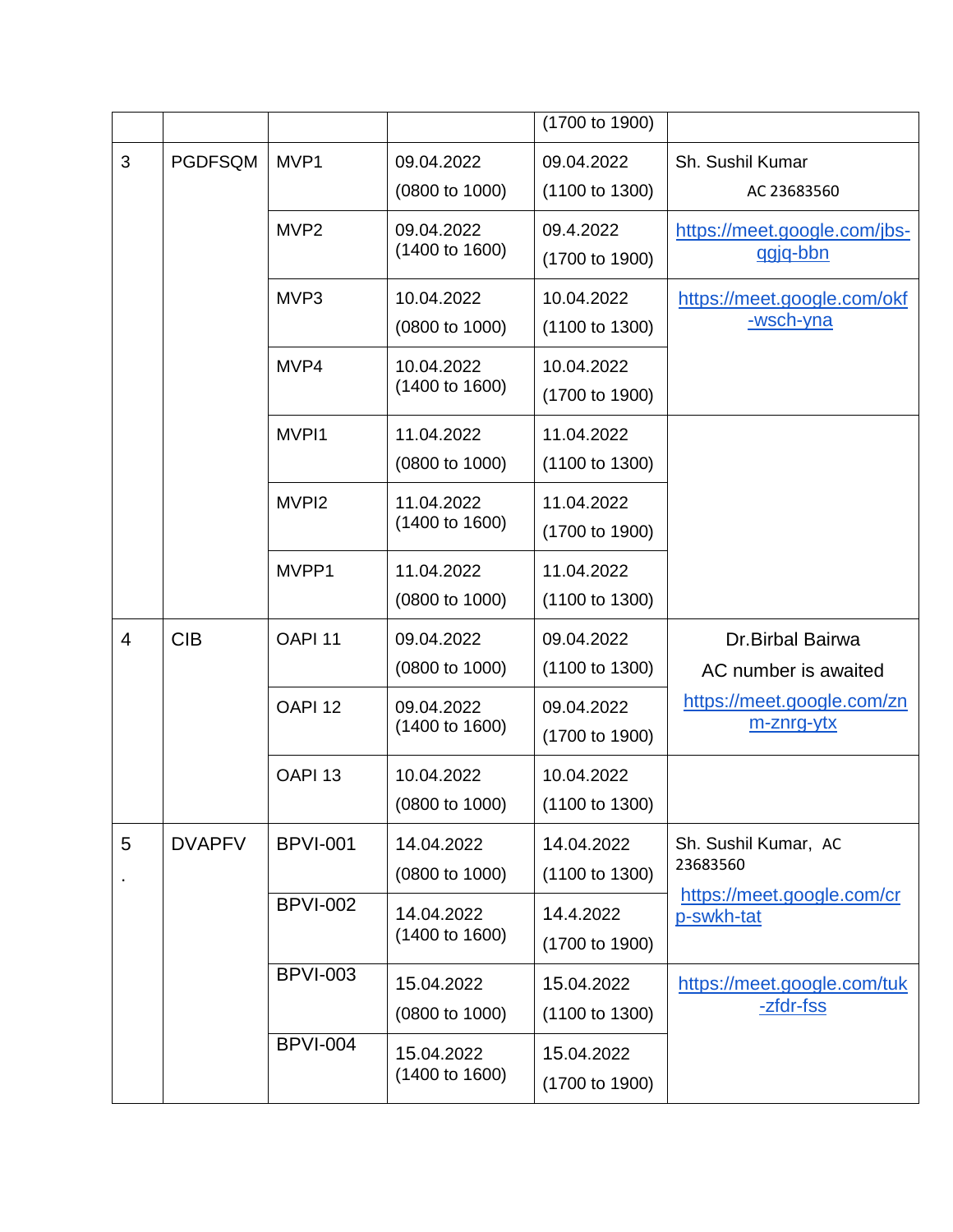| | | | | | |
|---|---|---|---|---|---|
| | | | | (1700 to 1900) | |
| 3 | PGDFSQM | MVP1 | 09.04.2022 (0800 to 1000) | 09.04.2022 (1100 to 1300) | Sh. Sushil Kumar AC 23683560 |
| | | MVP2 | 09.04.2022 (1400 to 1600) | 09.4.2022 (1700 to 1900) | https://meet.google.com/jbs-qgjq-bbn |
| | | MVP3 | 10.04.2022 (0800 to 1000) | 10.04.2022 (1100 to 1300) | https://meet.google.com/okf-wsch-yna |
| | | MVP4 | 10.04.2022 (1400 to 1600) | 10.04.2022 (1700 to 1900) | |
| | | MVPI1 | 11.04.2022 (0800 to 1000) | 11.04.2022 (1100 to 1300) | |
| | | MVPI2 | 11.04.2022 (1400 to 1600) | 11.04.2022 (1700 to 1900) | |
| | | MVPP1 | 11.04.2022 (0800 to 1000) | 11.04.2022 (1100 to 1300) | |
| 4 | CIB | OAPI 11 | 09.04.2022 (0800 to 1000) | 09.04.2022 (1100 to 1300) | Dr.Birbal Bairwa AC number is awaited https://meet.google.com/znm-znrg-ytx |
| | | OAPI 12 | 09.04.2022 (1400 to 1600) | 09.04.2022 (1700 to 1900) | |
| | | OAPI 13 | 10.04.2022 (0800 to 1000) | 10.04.2022 (1100 to 1300) | |
| 5. | DVAPFV | BPVI-001 | 14.04.2022 (0800 to 1000) | 14.04.2022 (1100 to 1300) | Sh. Sushil Kumar, AC 23683560 https://meet.google.com/crp-swkh-tat |
| | | BPVI-002 | 14.04.2022 (1400 to 1600) | 14.4.2022 (1700 to 1900) | |
| | | BPVI-003 | 15.04.2022 (0800 to 1000) | 15.04.2022 (1100 to 1300) | https://meet.google.com/tuk-zfdr-fss |
| | | BPVI-004 | 15.04.2022 (1400 to 1600) | 15.04.2022 (1700 to 1900) | |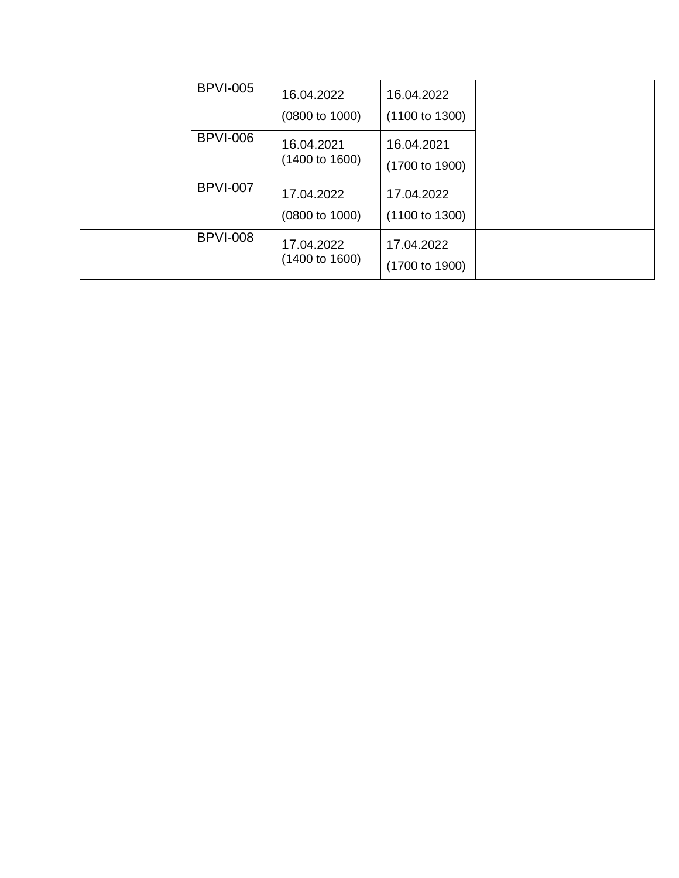| | | | | | |
|---|---|---|---|---|---|
| | | BPVI-005 | 16.04.2022 (0800 to 1000) | 16.04.2022 (1100 to 1300) | |
| | | BPVI-006 | 16.04.2021 (1400 to 1600) | 16.04.2021 (1700 to 1900) | |
| | | BPVI-007 | 17.04.2022 (0800 to 1000) | 17.04.2022 (1100 to 1300) | |
| | | BPVI-008 | 17.04.2022 (1400 to 1600) | 17.04.2022 (1700 to 1900) | |